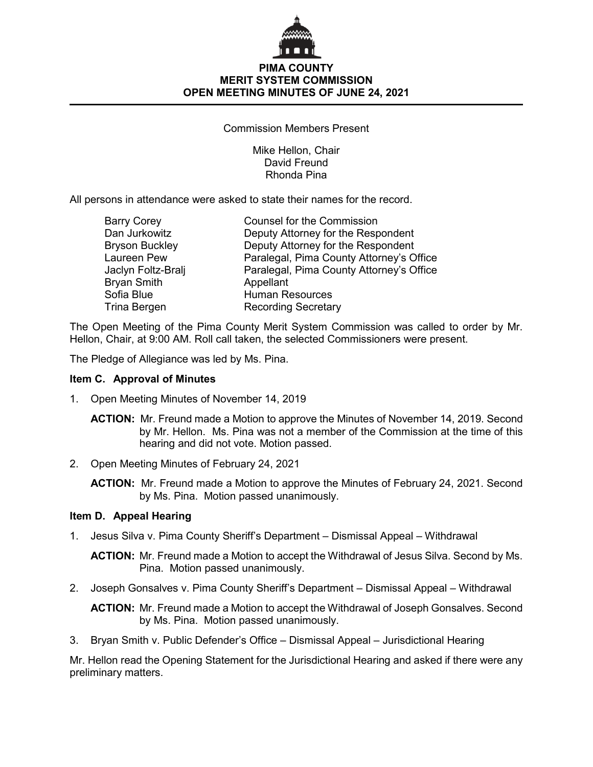# PIMA COUNTY
# MERIT SYSTEM COMMISSION
# OPEN MEETING MINUTES OF JUNE 24, 2021

Commission Members Present

Mike Hellon, Chair
David Freund
Rhonda Pina

All persons in attendance were asked to state their names for the record.

| | |
|---|---|
| Barry Corey | Counsel for the Commission |
| Dan Jurkowitz | Deputy Attorney for the Respondent |
| Bryson Buckley | Deputy Attorney for the Respondent |
| Laureen Pew | Paralegal, Pima County Attorney's Office |
| Jaclyn Foltz-Bralj | Paralegal, Pima County Attorney's Office |
| Bryan Smith | Appellant |
| Sofia Blue | Human Resources |
| Trina Bergen | Recording Secretary |

The Open Meeting of the Pima County Merit System Commission was called to order by Mr. Hellon, Chair, at 9:00 AM. Roll call taken, the selected Commissioners were present.

The Pledge of Allegiance was led by Ms. Pina.

### Item C. Approval of Minutes

1. Open Meeting Minutes of November 14, 2019

   **ACTION:** Mr. Freund made a Motion to approve the Minutes of November 14, 2019. Second by Mr. Hellon. Ms. Pina was not a member of the Commission at the time of this hearing and did not vote. Motion passed.

2. Open Meeting Minutes of February 24, 2021

   **ACTION:** Mr. Freund made a Motion to approve the Minutes of February 24, 2021. Second by Ms. Pina. Motion passed unanimously.

### Item D. Appeal Hearing

1. Jesus Silva v. Pima County Sheriff's Department – Dismissal Appeal – Withdrawal

   **ACTION:** Mr. Freund made a Motion to accept the Withdrawal of Jesus Silva. Second by Ms. Pina. Motion passed unanimously.

2. Joseph Gonsalves v. Pima County Sheriff's Department – Dismissal Appeal – Withdrawal

   **ACTION:** Mr. Freund made a Motion to accept the Withdrawal of Joseph Gonsalves. Second by Ms. Pina. Motion passed unanimously.

3. Bryan Smith v. Public Defender's Office – Dismissal Appeal – Jurisdictional Hearing

Mr. Hellon read the Opening Statement for the Jurisdictional Hearing and asked if there were any preliminary matters.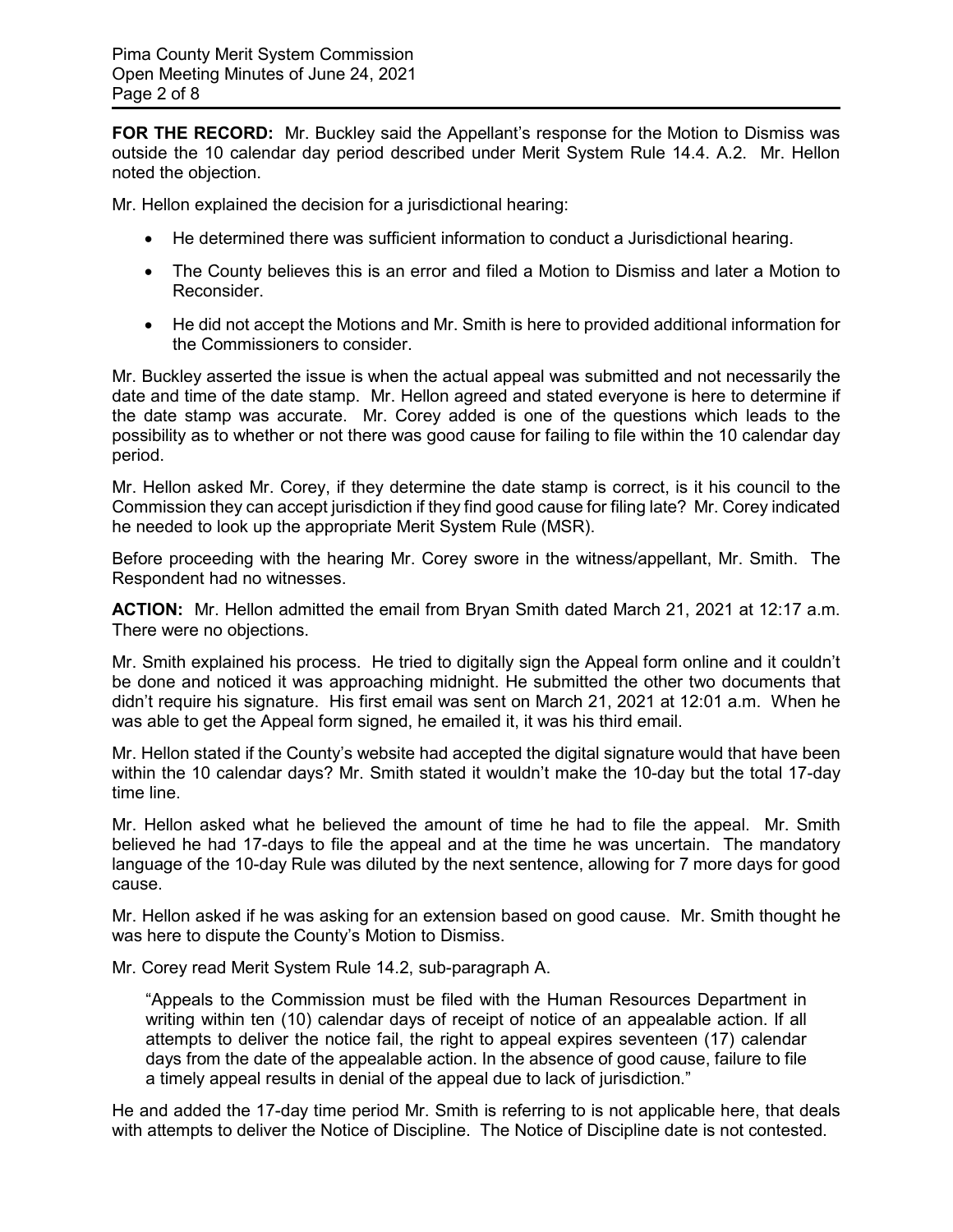**FOR THE RECORD:** Mr. Buckley said the Appellant's response for the Motion to Dismiss was outside the 10 calendar day period described under Merit System Rule 14.4. A.2. Mr. Hellon noted the objection.

Mr. Hellon explained the decision for a jurisdictional hearing:

- He determined there was sufficient information to conduct a Jurisdictional hearing.
- The County believes this is an error and filed a Motion to Dismiss and later a Motion to Reconsider.
- He did not accept the Motions and Mr. Smith is here to provided additional information for the Commissioners to consider.

Mr. Buckley asserted the issue is when the actual appeal was submitted and not necessarily the date and time of the date stamp. Mr. Hellon agreed and stated everyone is here to determine if the date stamp was accurate. Mr. Corey added is one of the questions which leads to the possibility as to whether or not there was good cause for failing to file within the 10 calendar day period.

Mr. Hellon asked Mr. Corey, if they determine the date stamp is correct, is it his council to the Commission they can accept jurisdiction if they find good cause for filing late? Mr. Corey indicated he needed to look up the appropriate Merit System Rule (MSR).

Before proceeding with the hearing Mr. Corey swore in the witness/appellant, Mr. Smith. The Respondent had no witnesses.

**ACTION:** Mr. Hellon admitted the email from Bryan Smith dated March 21, 2021 at 12:17 a.m. There were no objections.

Mr. Smith explained his process. He tried to digitally sign the Appeal form online and it couldn't be done and noticed it was approaching midnight. He submitted the other two documents that didn't require his signature. His first email was sent on March 21, 2021 at 12:01 a.m. When he was able to get the Appeal form signed, he emailed it, it was his third email.

Mr. Hellon stated if the County's website had accepted the digital signature would that have been within the 10 calendar days? Mr. Smith stated it wouldn't make the 10-day but the total 17-day time line.

Mr. Hellon asked what he believed the amount of time he had to file the appeal. Mr. Smith believed he had 17-days to file the appeal and at the time he was uncertain. The mandatory language of the 10-day Rule was diluted by the next sentence, allowing for 7 more days for good cause.

Mr. Hellon asked if he was asking for an extension based on good cause. Mr. Smith thought he was here to dispute the County's Motion to Dismiss.

Mr. Corey read Merit System Rule 14.2, sub-paragraph A.

> "Appeals to the Commission must be filed with the Human Resources Department in writing within ten (10) calendar days of receipt of notice of an appealable action. If all attempts to deliver the notice fail, the right to appeal expires seventeen (17) calendar days from the date of the appealable action. In the absence of good cause, failure to file a timely appeal results in denial of the appeal due to lack of jurisdiction."

He and added the 17-day time period Mr. Smith is referring to is not applicable here, that deals with attempts to deliver the Notice of Discipline. The Notice of Discipline date is not contested.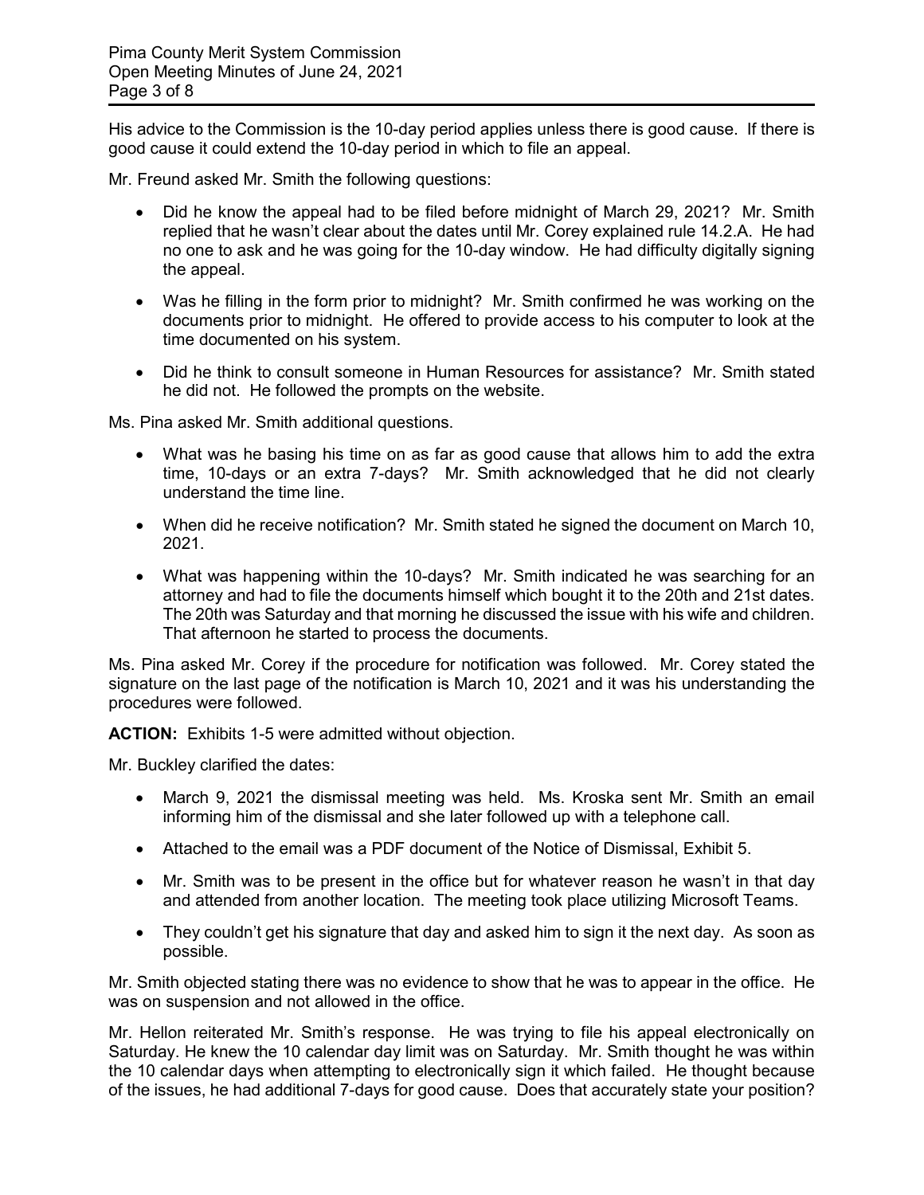His advice to the Commission is the 10-day period applies unless there is good cause. If there is good cause it could extend the 10-day period in which to file an appeal.

Mr. Freund asked Mr. Smith the following questions:

- Did he know the appeal had to be filed before midnight of March 29, 2021? Mr. Smith replied that he wasn't clear about the dates until Mr. Corey explained rule 14.2.A. He had no one to ask and he was going for the 10-day window. He had difficulty digitally signing the appeal.
- Was he filling in the form prior to midnight? Mr. Smith confirmed he was working on the documents prior to midnight. He offered to provide access to his computer to look at the time documented on his system.
- Did he think to consult someone in Human Resources for assistance? Mr. Smith stated he did not. He followed the prompts on the website.

Ms. Pina asked Mr. Smith additional questions.

- What was he basing his time on as far as good cause that allows him to add the extra time, 10-days or an extra 7-days? Mr. Smith acknowledged that he did not clearly understand the time line.
- When did he receive notification? Mr. Smith stated he signed the document on March 10, 2021.
- What was happening within the 10-days? Mr. Smith indicated he was searching for an attorney and had to file the documents himself which bought it to the 20th and 21st dates. The 20th was Saturday and that morning he discussed the issue with his wife and children. That afternoon he started to process the documents.

Ms. Pina asked Mr. Corey if the procedure for notification was followed. Mr. Corey stated the signature on the last page of the notification is March 10, 2021 and it was his understanding the procedures were followed.

**ACTION:** Exhibits 1-5 were admitted without objection.

Mr. Buckley clarified the dates:

- March 9, 2021 the dismissal meeting was held. Ms. Kroska sent Mr. Smith an email informing him of the dismissal and she later followed up with a telephone call.
- Attached to the email was a PDF document of the Notice of Dismissal, Exhibit 5.
- Mr. Smith was to be present in the office but for whatever reason he wasn't in that day and attended from another location. The meeting took place utilizing Microsoft Teams.
- They couldn't get his signature that day and asked him to sign it the next day. As soon as possible.

Mr. Smith objected stating there was no evidence to show that he was to appear in the office. He was on suspension and not allowed in the office.

Mr. Hellon reiterated Mr. Smith's response. He was trying to file his appeal electronically on Saturday. He knew the 10 calendar day limit was on Saturday. Mr. Smith thought he was within the 10 calendar days when attempting to electronically sign it which failed. He thought because of the issues, he had additional 7-days for good cause. Does that accurately state your position?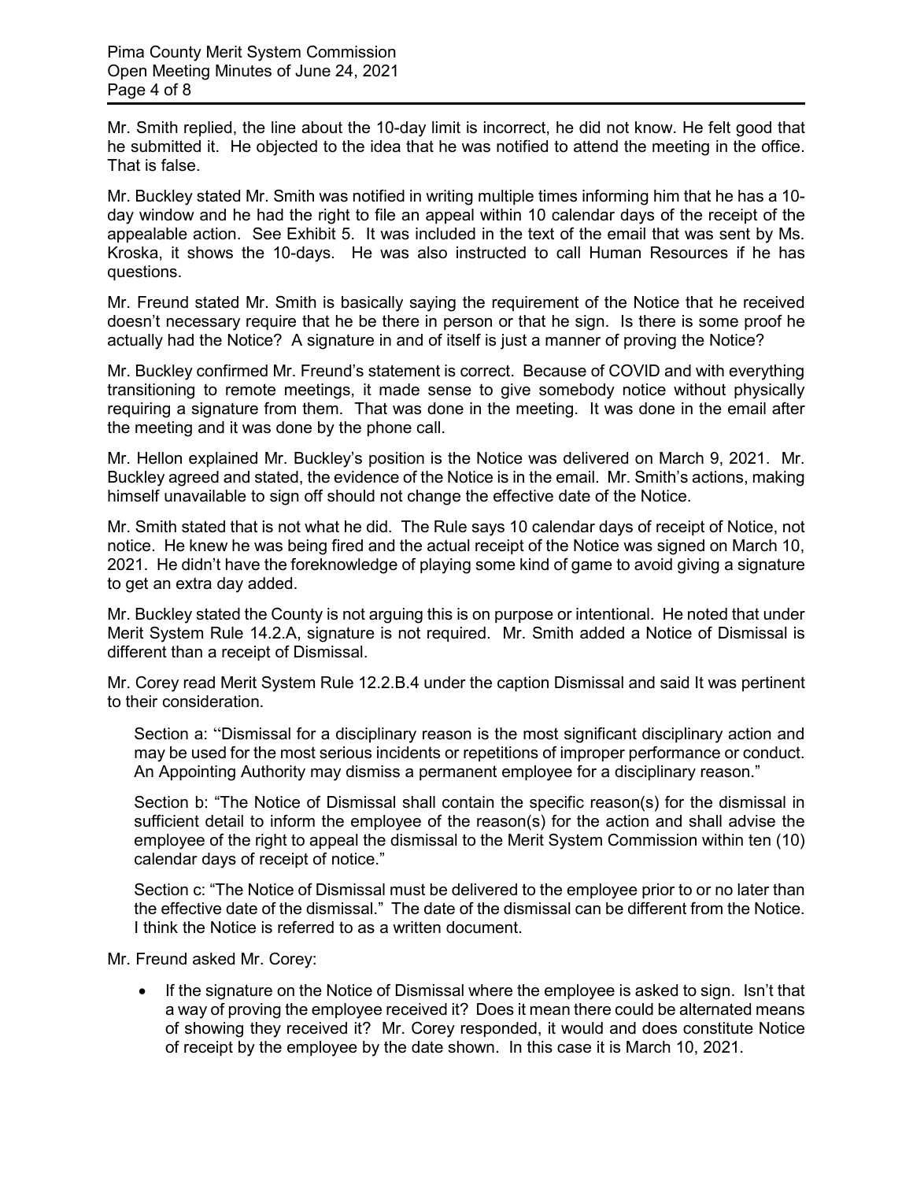Mr. Smith replied, the line about the 10-day limit is incorrect, he did not know. He felt good that he submitted it. He objected to the idea that he was notified to attend the meeting in the office. That is false.

Mr. Buckley stated Mr. Smith was notified in writing multiple times informing him that he has a 10-day window and he had the right to file an appeal within 10 calendar days of the receipt of the appealable action. See Exhibit 5. It was included in the text of the email that was sent by Ms. Kroska, it shows the 10-days. He was also instructed to call Human Resources if he has questions.

Mr. Freund stated Mr. Smith is basically saying the requirement of the Notice that he received doesn't necessary require that he be there in person or that he sign. Is there is some proof he actually had the Notice? A signature in and of itself is just a manner of proving the Notice?

Mr. Buckley confirmed Mr. Freund's statement is correct. Because of COVID and with everything transitioning to remote meetings, it made sense to give somebody notice without physically requiring a signature from them. That was done in the meeting. It was done in the email after the meeting and it was done by the phone call.

Mr. Hellon explained Mr. Buckley's position is the Notice was delivered on March 9, 2021. Mr. Buckley agreed and stated, the evidence of the Notice is in the email. Mr. Smith's actions, making himself unavailable to sign off should not change the effective date of the Notice.

Mr. Smith stated that is not what he did. The Rule says 10 calendar days of receipt of Notice, not notice. He knew he was being fired and the actual receipt of the Notice was signed on March 10, 2021. He didn't have the foreknowledge of playing some kind of game to avoid giving a signature to get an extra day added.

Mr. Buckley stated the County is not arguing this is on purpose or intentional. He noted that under Merit System Rule 14.2.A, signature is not required. Mr. Smith added a Notice of Dismissal is different than a receipt of Dismissal.

Mr. Corey read Merit System Rule 12.2.B.4 under the caption Dismissal and said It was pertinent to their consideration.

> Section a: ''Dismissal for a disciplinary reason is the most significant disciplinary action and may be used for the most serious incidents or repetitions of improper performance or conduct. An Appointing Authority may dismiss a permanent employee for a disciplinary reason."
>
> Section b: "The Notice of Dismissal shall contain the specific reason(s) for the dismissal in sufficient detail to inform the employee of the reason(s) for the action and shall advise the employee of the right to appeal the dismissal to the Merit System Commission within ten (10) calendar days of receipt of notice."
>
> Section c: "The Notice of Dismissal must be delivered to the employee prior to or no later than the effective date of the dismissal." The date of the dismissal can be different from the Notice. I think the Notice is referred to as a written document.

Mr. Freund asked Mr. Corey:

- If the signature on the Notice of Dismissal where the employee is asked to sign. Isn't that a way of proving the employee received it? Does it mean there could be alternated means of showing they received it? Mr. Corey responded, it would and does constitute Notice of receipt by the employee by the date shown. In this case it is March 10, 2021.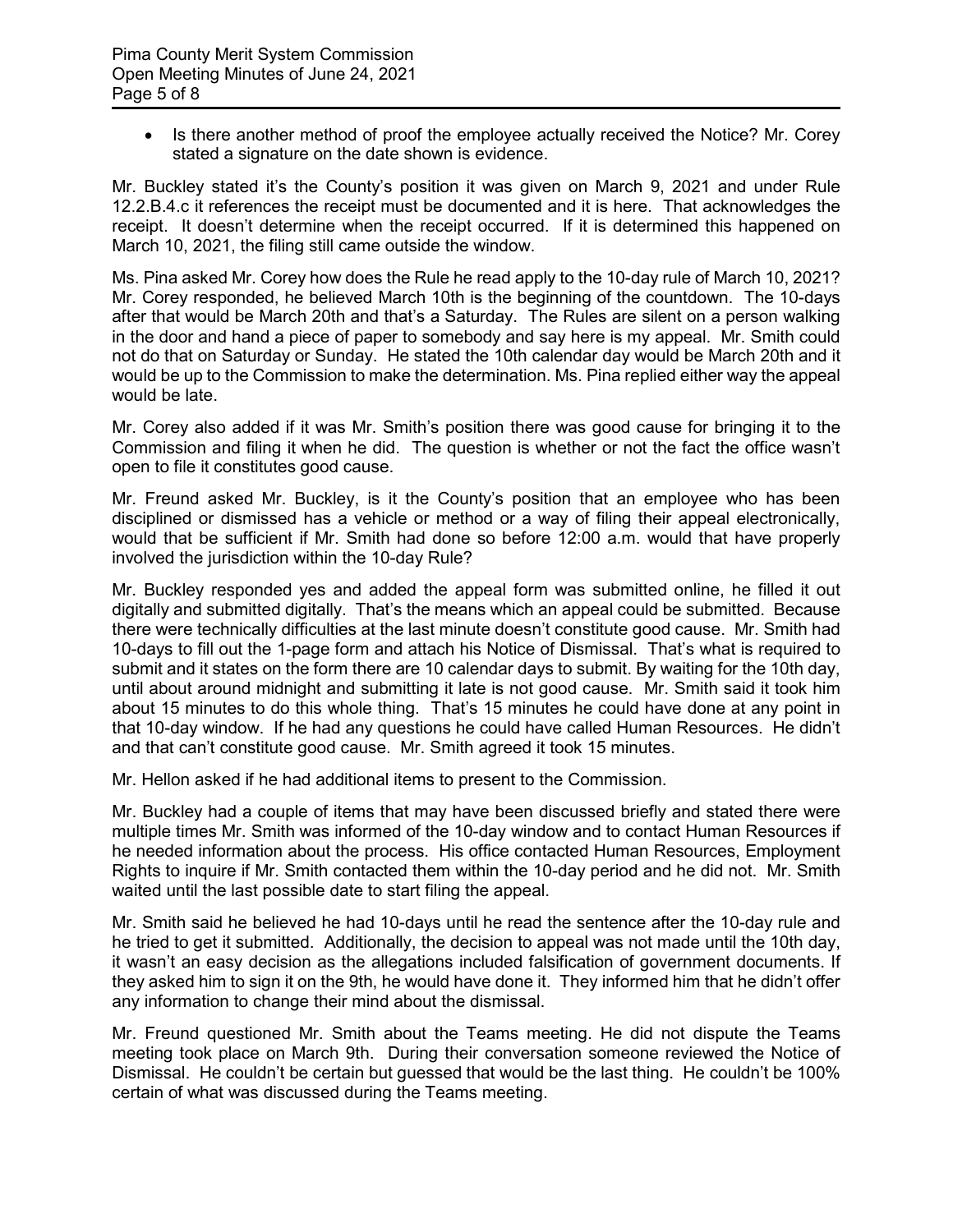- Is there another method of proof the employee actually received the Notice? Mr. Corey stated a signature on the date shown is evidence.

Mr. Buckley stated it's the County's position it was given on March 9, 2021 and under Rule 12.2.B.4.c it references the receipt must be documented and it is here. That acknowledges the receipt. It doesn't determine when the receipt occurred. If it is determined this happened on March 10, 2021, the filing still came outside the window.

Ms. Pina asked Mr. Corey how does the Rule he read apply to the 10-day rule of March 10, 2021? Mr. Corey responded, he believed March 10th is the beginning of the countdown. The 10-days after that would be March 20th and that's a Saturday. The Rules are silent on a person walking in the door and hand a piece of paper to somebody and say here is my appeal. Mr. Smith could not do that on Saturday or Sunday. He stated the 10th calendar day would be March 20th and it would be up to the Commission to make the determination. Ms. Pina replied either way the appeal would be late.

Mr. Corey also added if it was Mr. Smith's position there was good cause for bringing it to the Commission and filing it when he did. The question is whether or not the fact the office wasn't open to file it constitutes good cause.

Mr. Freund asked Mr. Buckley, is it the County's position that an employee who has been disciplined or dismissed has a vehicle or method or a way of filing their appeal electronically, would that be sufficient if Mr. Smith had done so before 12:00 a.m. would that have properly involved the jurisdiction within the 10-day Rule?

Mr. Buckley responded yes and added the appeal form was submitted online, he filled it out digitally and submitted digitally. That's the means which an appeal could be submitted. Because there were technically difficulties at the last minute doesn't constitute good cause. Mr. Smith had 10-days to fill out the 1-page form and attach his Notice of Dismissal. That's what is required to submit and it states on the form there are 10 calendar days to submit. By waiting for the 10th day, until about around midnight and submitting it late is not good cause. Mr. Smith said it took him about 15 minutes to do this whole thing. That's 15 minutes he could have done at any point in that 10-day window. If he had any questions he could have called Human Resources. He didn't and that can't constitute good cause. Mr. Smith agreed it took 15 minutes.

Mr. Hellon asked if he had additional items to present to the Commission.

Mr. Buckley had a couple of items that may have been discussed briefly and stated there were multiple times Mr. Smith was informed of the 10-day window and to contact Human Resources if he needed information about the process. His office contacted Human Resources, Employment Rights to inquire if Mr. Smith contacted them within the 10-day period and he did not. Mr. Smith waited until the last possible date to start filing the appeal.

Mr. Smith said he believed he had 10-days until he read the sentence after the 10-day rule and he tried to get it submitted. Additionally, the decision to appeal was not made until the 10th day, it wasn't an easy decision as the allegations included falsification of government documents. If they asked him to sign it on the 9th, he would have done it. They informed him that he didn't offer any information to change their mind about the dismissal.

Mr. Freund questioned Mr. Smith about the Teams meeting. He did not dispute the Teams meeting took place on March 9th. During their conversation someone reviewed the Notice of Dismissal. He couldn't be certain but guessed that would be the last thing. He couldn't be 100% certain of what was discussed during the Teams meeting.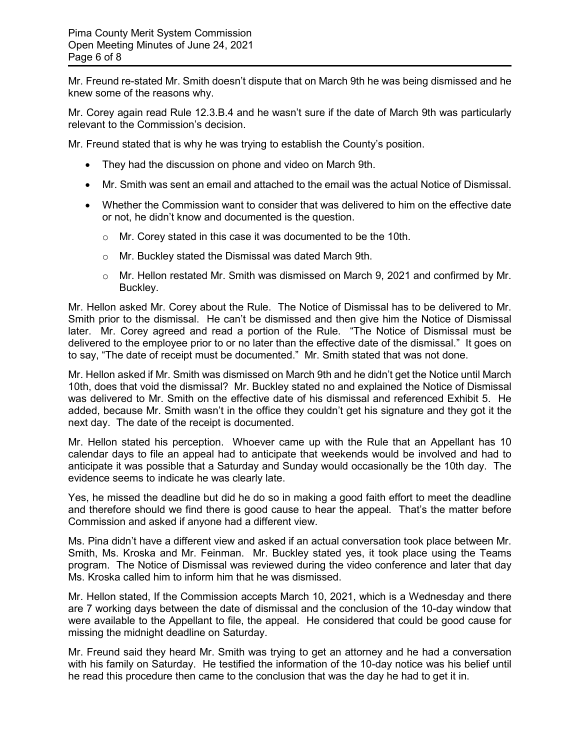Mr. Freund re-stated Mr. Smith doesn't dispute that on March 9th he was being dismissed and he knew some of the reasons why.

Mr. Corey again read Rule 12.3.B.4 and he wasn't sure if the date of March 9th was particularly relevant to the Commission's decision.

Mr. Freund stated that is why he was trying to establish the County's position.

- They had the discussion on phone and video on March 9th.
- Mr. Smith was sent an email and attached to the email was the actual Notice of Dismissal.
- Whether the Commission want to consider that was delivered to him on the effective date or not, he didn't know and documented is the question.
  - Mr. Corey stated in this case it was documented to be the 10th.
  - Mr. Buckley stated the Dismissal was dated March 9th.
  - Mr. Hellon restated Mr. Smith was dismissed on March 9, 2021 and confirmed by Mr. Buckley.

Mr. Hellon asked Mr. Corey about the Rule. The Notice of Dismissal has to be delivered to Mr. Smith prior to the dismissal. He can't be dismissed and then give him the Notice of Dismissal later. Mr. Corey agreed and read a portion of the Rule. "The Notice of Dismissal must be delivered to the employee prior to or no later than the effective date of the dismissal." It goes on to say, "The date of receipt must be documented." Mr. Smith stated that was not done.

Mr. Hellon asked if Mr. Smith was dismissed on March 9th and he didn't get the Notice until March 10th, does that void the dismissal? Mr. Buckley stated no and explained the Notice of Dismissal was delivered to Mr. Smith on the effective date of his dismissal and referenced Exhibit 5. He added, because Mr. Smith wasn't in the office they couldn't get his signature and they got it the next day. The date of the receipt is documented.

Mr. Hellon stated his perception. Whoever came up with the Rule that an Appellant has 10 calendar days to file an appeal had to anticipate that weekends would be involved and had to anticipate it was possible that a Saturday and Sunday would occasionally be the 10th day. The evidence seems to indicate he was clearly late.

Yes, he missed the deadline but did he do so in making a good faith effort to meet the deadline and therefore should we find there is good cause to hear the appeal. That's the matter before Commission and asked if anyone had a different view.

Ms. Pina didn't have a different view and asked if an actual conversation took place between Mr. Smith, Ms. Kroska and Mr. Feinman. Mr. Buckley stated yes, it took place using the Teams program. The Notice of Dismissal was reviewed during the video conference and later that day Ms. Kroska called him to inform him that he was dismissed.

Mr. Hellon stated, If the Commission accepts March 10, 2021, which is a Wednesday and there are 7 working days between the date of dismissal and the conclusion of the 10-day window that were available to the Appellant to file, the appeal. He considered that could be good cause for missing the midnight deadline on Saturday.

Mr. Freund said they heard Mr. Smith was trying to get an attorney and he had a conversation with his family on Saturday. He testified the information of the 10-day notice was his belief until he read this procedure then came to the conclusion that was the day he had to get it in.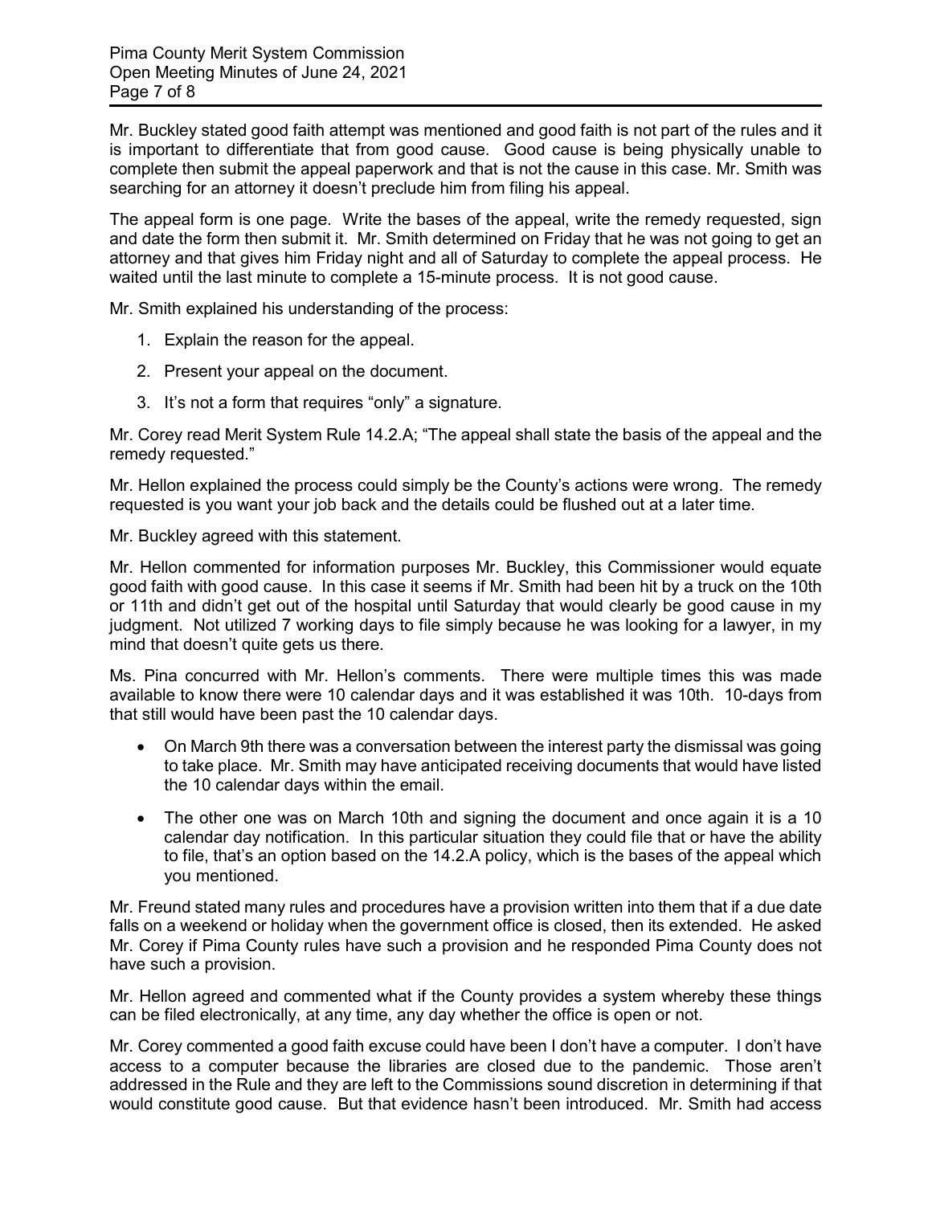Mr. Buckley stated good faith attempt was mentioned and good faith is not part of the rules and it is important to differentiate that from good cause. Good cause is being physically unable to complete then submit the appeal paperwork and that is not the cause in this case. Mr. Smith was searching for an attorney it doesn't preclude him from filing his appeal.

The appeal form is one page. Write the bases of the appeal, write the remedy requested, sign and date the form then submit it. Mr. Smith determined on Friday that he was not going to get an attorney and that gives him Friday night and all of Saturday to complete the appeal process. He waited until the last minute to complete a 15-minute process. It is not good cause.

Mr. Smith explained his understanding of the process:

1. Explain the reason for the appeal.
2. Present your appeal on the document.
3. It's not a form that requires "only" a signature.

Mr. Corey read Merit System Rule 14.2.A; "The appeal shall state the basis of the appeal and the remedy requested."

Mr. Hellon explained the process could simply be the County's actions were wrong. The remedy requested is you want your job back and the details could be flushed out at a later time.

Mr. Buckley agreed with this statement.

Mr. Hellon commented for information purposes Mr. Buckley, this Commissioner would equate good faith with good cause. In this case it seems if Mr. Smith had been hit by a truck on the 10th or 11th and didn't get out of the hospital until Saturday that would clearly be good cause in my judgment. Not utilized 7 working days to file simply because he was looking for a lawyer, in my mind that doesn't quite gets us there.

Ms. Pina concurred with Mr. Hellon's comments. There were multiple times this was made available to know there were 10 calendar days and it was established it was 10th. 10-days from that still would have been past the 10 calendar days.

- On March 9th there was a conversation between the interest party the dismissal was going to take place. Mr. Smith may have anticipated receiving documents that would have listed the 10 calendar days within the email.
- The other one was on March 10th and signing the document and once again it is a 10 calendar day notification. In this particular situation they could file that or have the ability to file, that's an option based on the 14.2.A policy, which is the bases of the appeal which you mentioned.

Mr. Freund stated many rules and procedures have a provision written into them that if a due date falls on a weekend or holiday when the government office is closed, then its extended. He asked Mr. Corey if Pima County rules have such a provision and he responded Pima County does not have such a provision.

Mr. Hellon agreed and commented what if the County provides a system whereby these things can be filed electronically, at any time, any day whether the office is open or not.

Mr. Corey commented a good faith excuse could have been I don't have a computer. I don't have access to a computer because the libraries are closed due to the pandemic. Those aren't addressed in the Rule and they are left to the Commissions sound discretion in determining if that would constitute good cause. But that evidence hasn't been introduced. Mr. Smith had access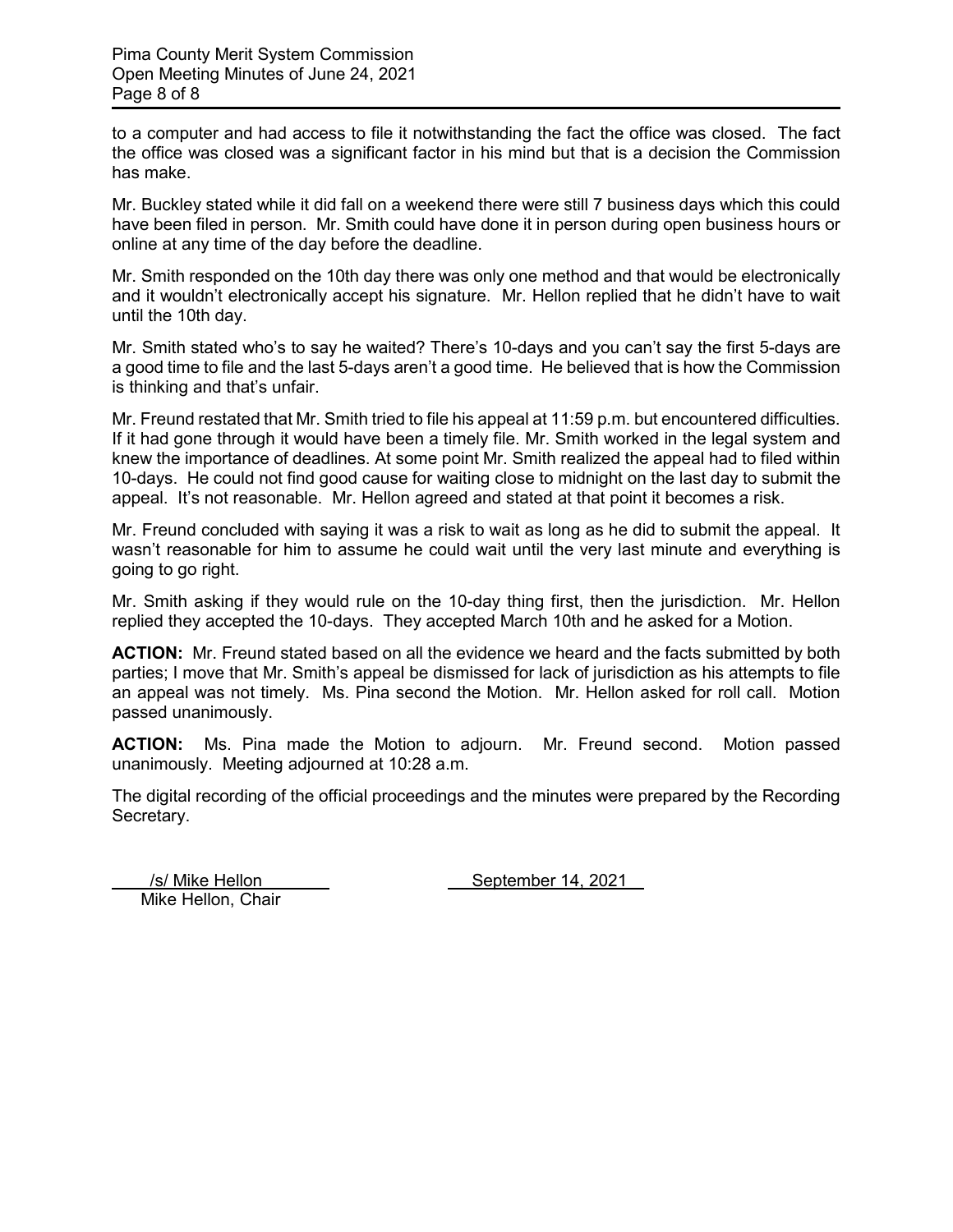to a computer and had access to file it notwithstanding the fact the office was closed. The fact the office was closed was a significant factor in his mind but that is a decision the Commission has make.

Mr. Buckley stated while it did fall on a weekend there were still 7 business days which this could have been filed in person. Mr. Smith could have done it in person during open business hours or online at any time of the day before the deadline.

Mr. Smith responded on the 10th day there was only one method and that would be electronically and it wouldn't electronically accept his signature. Mr. Hellon replied that he didn't have to wait until the 10th day.

Mr. Smith stated who's to say he waited? There's 10-days and you can't say the first 5-days are a good time to file and the last 5-days aren't a good time. He believed that is how the Commission is thinking and that's unfair.

Mr. Freund restated that Mr. Smith tried to file his appeal at 11:59 p.m. but encountered difficulties. If it had gone through it would have been a timely file. Mr. Smith worked in the legal system and knew the importance of deadlines. At some point Mr. Smith realized the appeal had to filed within 10-days. He could not find good cause for waiting close to midnight on the last day to submit the appeal. It's not reasonable. Mr. Hellon agreed and stated at that point it becomes a risk.

Mr. Freund concluded with saying it was a risk to wait as long as he did to submit the appeal. It wasn't reasonable for him to assume he could wait until the very last minute and everything is going to go right.

Mr. Smith asking if they would rule on the 10-day thing first, then the jurisdiction. Mr. Hellon replied they accepted the 10-days. They accepted March 10th and he asked for a Motion.

**ACTION:** Mr. Freund stated based on all the evidence we heard and the facts submitted by both parties; I move that Mr. Smith's appeal be dismissed for lack of jurisdiction as his attempts to file an appeal was not timely. Ms. Pina second the Motion. Mr. Hellon asked for roll call. Motion passed unanimously.

**ACTION:** Ms. Pina made the Motion to adjourn. Mr. Freund second. Motion passed unanimously. Meeting adjourned at 10:28 a.m.

The digital recording of the official proceedings and the minutes were prepared by the Recording Secretary.

/s/ Mike Hellon
Mike Hellon, Chair

September 14, 2021